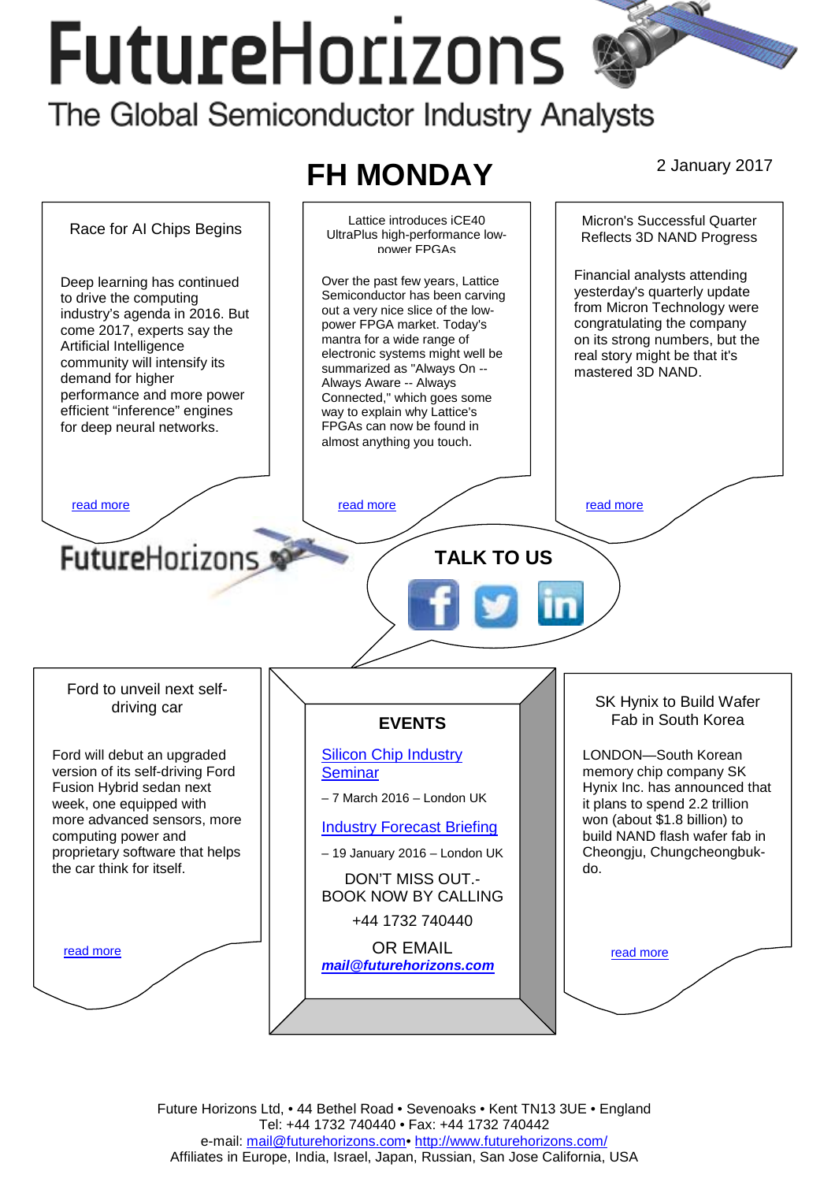# FutureHorizons

The Global Semiconductor Industry Analysts

## FH MONDAY

2 January 2017

### Race for AI Chips Begins

Deep learning has continued to drive the computing industry's agenda in 2016. But come 2017, experts say the Artificial Intelligence community will intensify its demand for higher performance and more power efficient "inference" engines for deep neural networks.

read more

### Lattice introduces iCE40 UltraPlus high-performance low-power FPGAs

Over the past few years, Lattice Semiconductor has been carving out a very nice slice of the low-power FPGA market. Today's mantra for a wide range of electronic systems might well be summarized as "Always On -- Always Aware -- Always Connected," which goes some way to explain why Lattice's FPGAs can now be found in almost anything you touch.

read more

### Micron's Successful Quarter Reflects 3D NAND Progress

Financial analysts attending yesterday's quarterly update from Micron Technology were congratulating the company on its strong numbers, but the real story might be that it's mastered 3D NAND.

read more

FutureHorizons

**TALK TO US**

### Ford to unveil next self-driving car

Ford will debut an upgraded version of its self-driving Ford Fusion Hybrid sedan next week, one equipped with more advanced sensors, more computing power and proprietary software that helps the car think for itself.

read more

### EVENTS

Silicon Chip Industry Seminar

– 7 March 2016 – London UK

Industry Forecast Briefing

– 19 January 2016 – London UK

DON'T MISS OUT.- BOOK NOW BY CALLING

+44 1732 740440

OR EMAIL

***mail@futurehorizons.com***

### SK Hynix to Build Wafer Fab in South Korea

LONDON—South Korean memory chip company SK Hynix Inc. has announced that it plans to spend 2.2 trillion won (about $1.8 billion) to build NAND flash wafer fab in Cheongju, Chungcheongbuk-do.

read more

Future Horizons Ltd, • 44 Bethel Road • Sevenoaks • Kent TN13 3UE • England
Tel: +44 1732 740440 • Fax: +44 1732 740442
e-mail: mail@futurehorizons.com• http://www.futurehorizons.com/
Affiliates in Europe, India, Israel, Japan, Russian, San Jose California, USA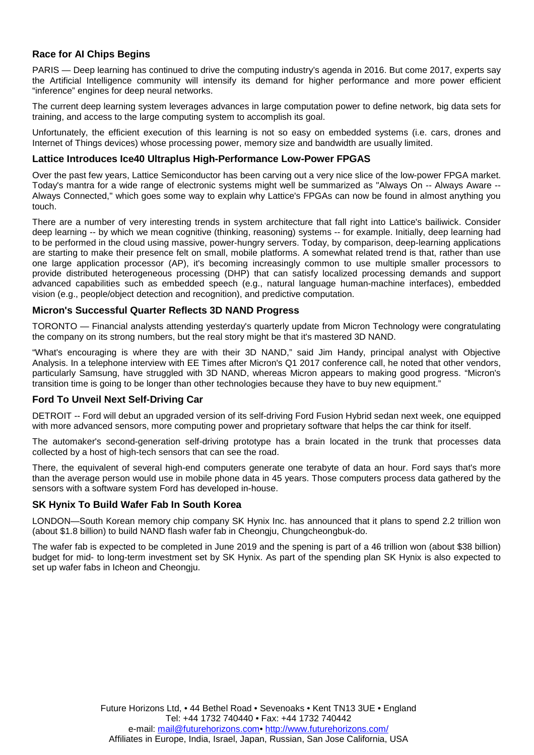### Race for AI Chips Begins

PARIS — Deep learning has continued to drive the computing industry's agenda in 2016. But come 2017, experts say the Artificial Intelligence community will intensify its demand for higher performance and more power efficient "inference" engines for deep neural networks.

The current deep learning system leverages advances in large computation power to define network, big data sets for training, and access to the large computing system to accomplish its goal.

Unfortunately, the efficient execution of this learning is not so easy on embedded systems (i.e. cars, drones and Internet of Things devices) whose processing power, memory size and bandwidth are usually limited.

### Lattice Introduces Ice40 Ultraplus High-Performance Low-Power FPGAS

Over the past few years, Lattice Semiconductor has been carving out a very nice slice of the low-power FPGA market. Today's mantra for a wide range of electronic systems might well be summarized as "Always On -- Always Aware -- Always Connected," which goes some way to explain why Lattice's FPGAs can now be found in almost anything you touch.

There are a number of very interesting trends in system architecture that fall right into Lattice's bailiwick. Consider deep learning -- by which we mean cognitive (thinking, reasoning) systems -- for example. Initially, deep learning had to be performed in the cloud using massive, power-hungry servers. Today, by comparison, deep-learning applications are starting to make their presence felt on small, mobile platforms. A somewhat related trend is that, rather than use one large application processor (AP), it's becoming increasingly common to use multiple smaller processors to provide distributed heterogeneous processing (DHP) that can satisfy localized processing demands and support advanced capabilities such as embedded speech (e.g., natural language human-machine interfaces), embedded vision (e.g., people/object detection and recognition), and predictive computation.

### Micron's Successful Quarter Reflects 3D NAND Progress

TORONTO — Financial analysts attending yesterday's quarterly update from Micron Technology were congratulating the company on its strong numbers, but the real story might be that it's mastered 3D NAND.

"What's encouraging is where they are with their 3D NAND," said Jim Handy, principal analyst with Objective Analysis. In a telephone interview with EE Times after Micron's Q1 2017 conference call, he noted that other vendors, particularly Samsung, have struggled with 3D NAND, whereas Micron appears to making good progress. "Micron's transition time is going to be longer than other technologies because they have to buy new equipment."

### Ford To Unveil Next Self-Driving Car

DETROIT -- Ford will debut an upgraded version of its self-driving Ford Fusion Hybrid sedan next week, one equipped with more advanced sensors, more computing power and proprietary software that helps the car think for itself.

The automaker's second-generation self-driving prototype has a brain located in the trunk that processes data collected by a host of high-tech sensors that can see the road.

There, the equivalent of several high-end computers generate one terabyte of data an hour. Ford says that's more than the average person would use in mobile phone data in 45 years. Those computers process data gathered by the sensors with a software system Ford has developed in-house.

### SK Hynix To Build Wafer Fab In South Korea

LONDON—South Korean memory chip company SK Hynix Inc. has announced that it plans to spend 2.2 trillion won (about $1.8 billion) to build NAND flash wafer fab in Cheongju, Chungcheongbuk-do.

The wafer fab is expected to be completed in June 2019 and the spening is part of a 46 trillion won (about $38 billion) budget for mid- to long-term investment set by SK Hynix. As part of the spending plan SK Hynix is also expected to set up wafer fabs in Icheon and Cheongju.